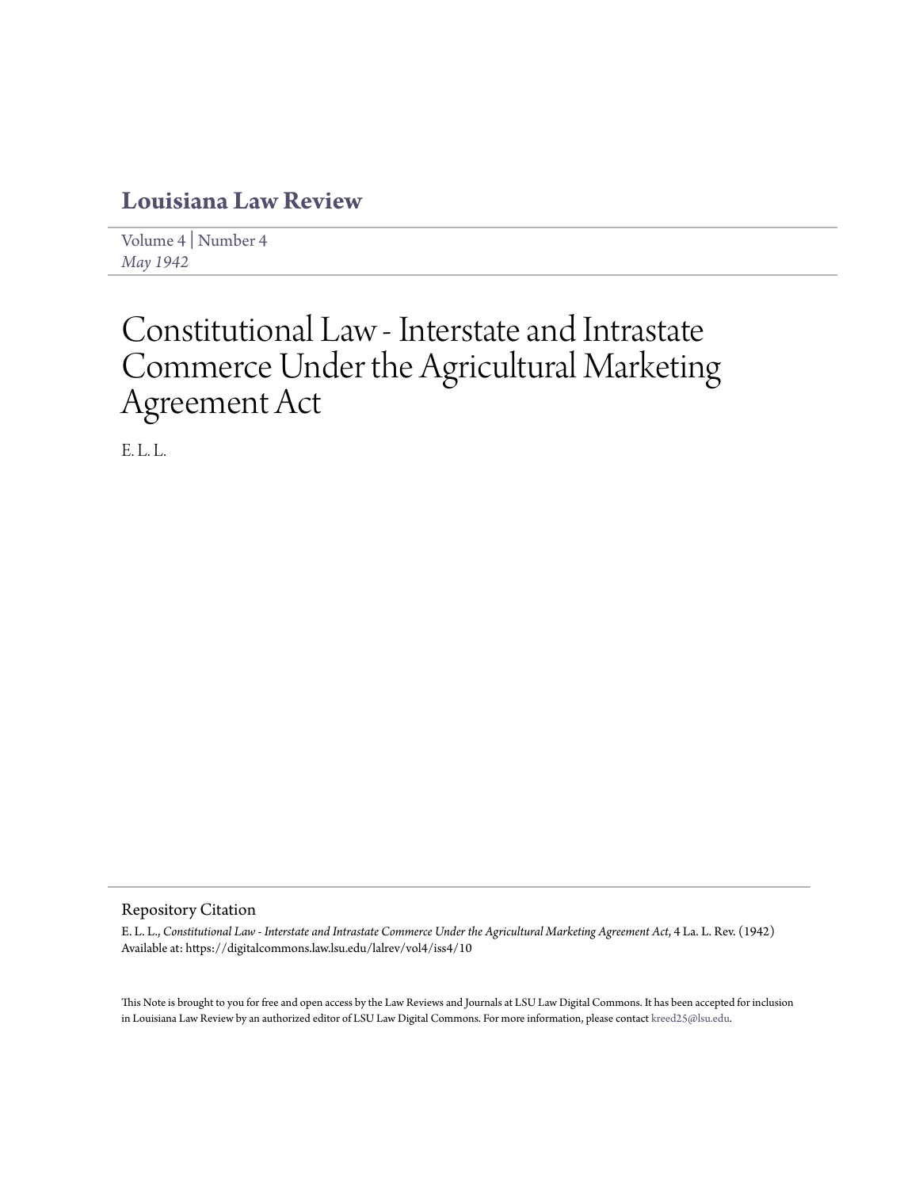# Louisiana Law Review

Volume 4 | Number 4
*May 1942*

# Constitutional Law - Interstate and Intrastate Commerce Under the Agricultural Marketing Agreement Act

E. L. L.

## Repository Citation

E. L. L., *Constitutional Law - Interstate and Intrastate Commerce Under the Agricultural Marketing Agreement Act*, 4 La. L. Rev. (1942)
Available at: https://digitalcommons.law.lsu.edu/lalrev/vol4/iss4/10

This Note is brought to you for free and open access by the Law Reviews and Journals at LSU Law Digital Commons. It has been accepted for inclusion in Louisiana Law Review by an authorized editor of LSU Law Digital Commons. For more information, please contact kreed25@lsu.edu.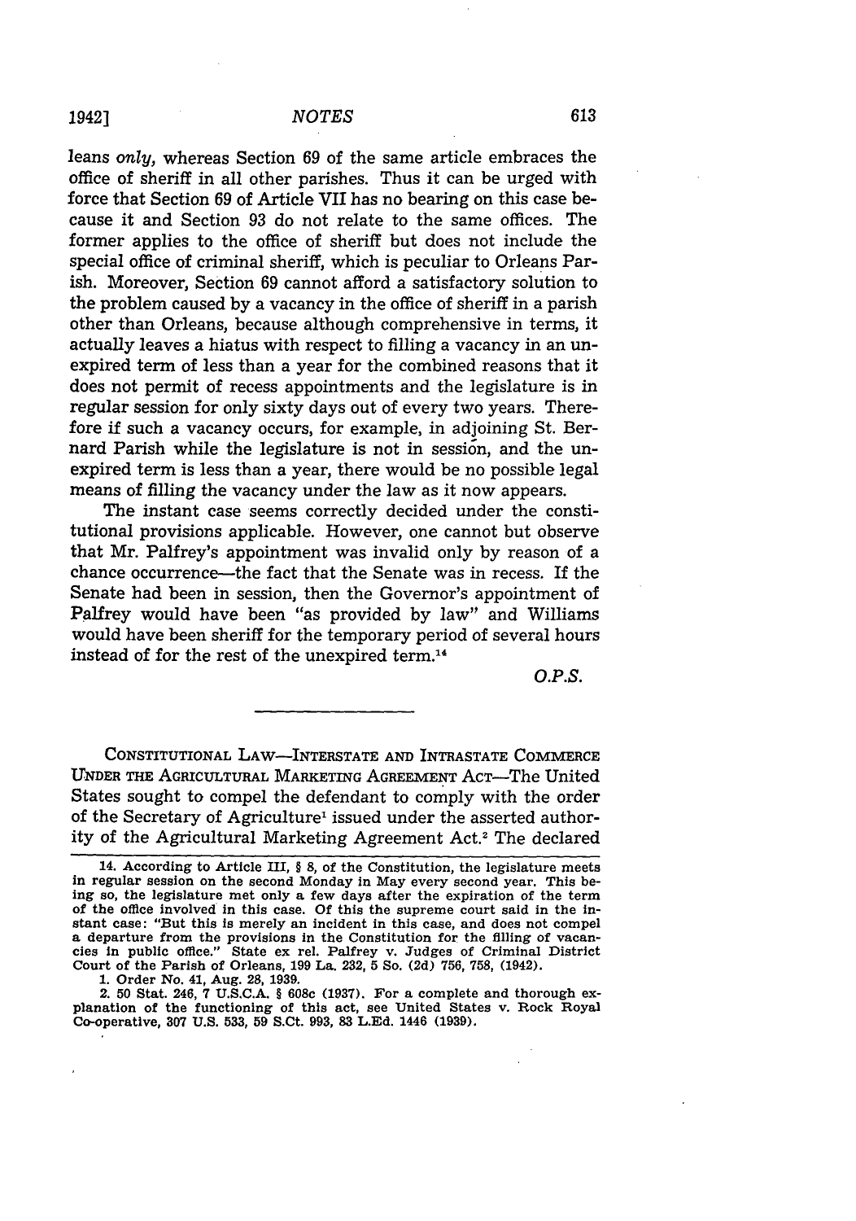leans *only*, whereas Section 69 of the same article embraces the office of sheriff in all other parishes. Thus it can be urged with force that Section 69 of Article VII has no bearing on this case because it and Section 93 do not relate to the same offices. The former applies to the office of sheriff but does not include the special office of criminal sheriff, which is peculiar to Orleans Parish. Moreover, Section 69 cannot afford a satisfactory solution to the problem caused by a vacancy in the office of sheriff in a parish other than Orleans, because although comprehensive in terms, it actually leaves a hiatus with respect to filling a vacancy in an unexpired term of less than a year for the combined reasons that it does not permit of recess appointments and the legislature is in regular session for only sixty days out of every two years. Therefore if such a vacancy occurs, for example, in adjoining St. Bernard Parish while the legislature is not in session, and the unexpired term is less than a year, there would be no possible legal means of filling the vacancy under the law as it now appears.

The instant case seems correctly decided under the constitutional provisions applicable. However, one cannot but observe that Mr. Palfrey's appointment was invalid only by reason of a chance occurrence—the fact that the Senate was in recess. If the Senate had been in session, then the Governor's appointment of Palfrey would have been "as provided by law" and Williams would have been sheriff for the temporary period of several hours instead of for the rest of the unexpired term.[14]

*O.P.S.*

---

CONSTITUTIONAL LAW—INTERSTATE AND INTRASTATE COMMERCE UNDER THE AGRICULTURAL MARKETING AGREEMENT ACT—The United States sought to compel the defendant to comply with the order of the Secretary of Agriculture[1] issued under the asserted authority of the Agricultural Marketing Agreement Act.[2] The declared

---

14. According to Article III, § 8, of the Constitution, the legislature meets in regular session on the second Monday in May every second year. This being so, the legislature met only a few days after the expiration of the term of the office involved in this case. Of this the supreme court said in the instant case: "But this is merely an incident in this case, and does not compel a departure from the provisions in the Constitution for the filling of vacancies in public office." State ex rel. Palfrey v. Judges of Criminal District Court of the Parish of Orleans, 199 La. 232, 5 So. (2d) 756, 758, (1942).

1. Order No. 41, Aug. 28, 1939.

2. 50 Stat. 246, 7 U.S.C.A. § 608c (1937). For a complete and thorough explanation of the functioning of this act, see United States v. Rock Royal Co-operative, 307 U.S. 533, 59 S.Ct. 993, 83 L.Ed. 1446 (1939).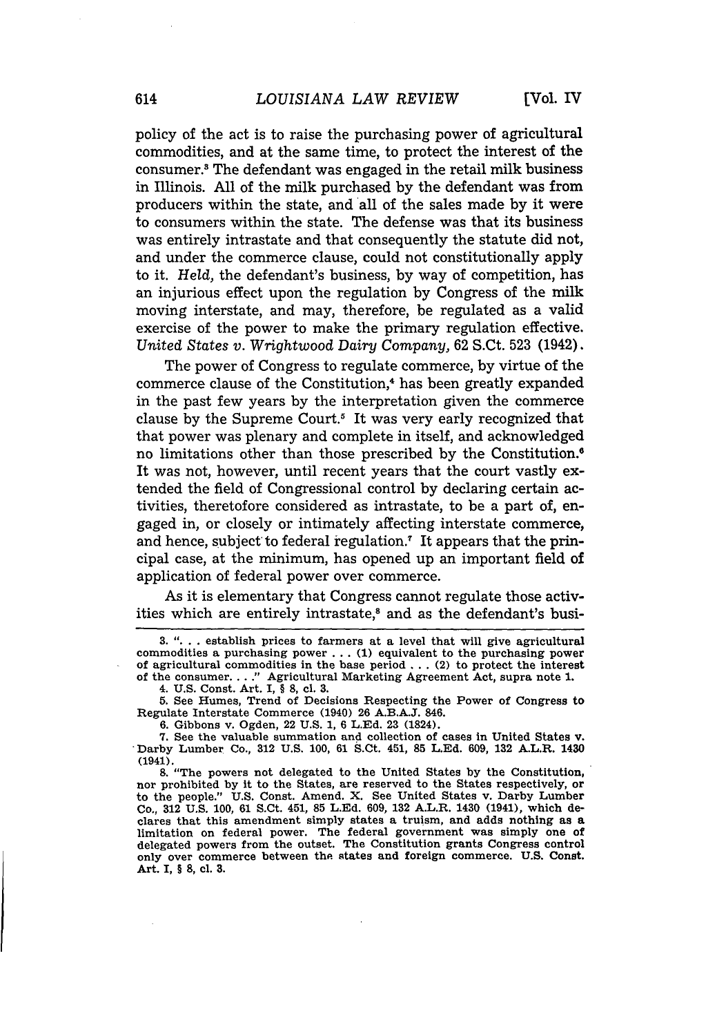policy of the act is to raise the purchasing power of agricultural commodities, and at the same time, to protect the interest of the consumer.[3] The defendant was engaged in the retail milk business in Illinois. All of the milk purchased by the defendant was from producers within the state, and all of the sales made by it were to consumers within the state. The defense was that its business was entirely intrastate and that consequently the statute did not, and under the commerce clause, could not constitutionally apply to it. *Held*, the defendant's business, by way of competition, has an injurious effect upon the regulation by Congress of the milk moving interstate, and may, therefore, be regulated as a valid exercise of the power to make the primary regulation effective. *United States v. Wrightwood Dairy Company*, 62 S.Ct. 523 (1942).

The power of Congress to regulate commerce, by virtue of the commerce clause of the Constitution,[4] has been greatly expanded in the past few years by the interpretation given the commerce clause by the Supreme Court.[5] It was very early recognized that that power was plenary and complete in itself, and acknowledged no limitations other than those prescribed by the Constitution.[6] It was not, however, until recent years that the court vastly extended the field of Congressional control by declaring certain activities, theretofore considered as intrastate, to be a part of, engaged in, or closely or intimately affecting interstate commerce, and hence, subject to federal regulation.[7] It appears that the principal case, at the minimum, has opened up an important field of application of federal power over commerce.

As it is elementary that Congress cannot regulate those activities which are entirely intrastate,[8] and as the defendant's busi-

---

3. ". . . establish prices to farmers at a level that will give agricultural commodities a purchasing power . . . (1) equivalent to the purchasing power of agricultural commodities in the base period . . . (2) to protect the interest of the consumer. . . ." Agricultural Marketing Agreement Act, supra note 1.

4. U.S. Const. Art. I, § 8, cl. 3.

5. See Humes, Trend of Decisions Respecting the Power of Congress to Regulate Interstate Commerce (1940) 26 A.B.A.J. 846.

6. Gibbons v. Ogden, 22 U.S. 1, 6 L.Ed. 23 (1824).

7. See the valuable summation and collection of cases in United States v. Darby Lumber Co., 312 U.S. 100, 61 S.Ct. 451, 85 L.Ed. 609, 132 A.L.R. 1430 (1941).

8. "The powers not delegated to the United States by the Constitution, nor prohibited by it to the States, are reserved to the States respectively, or to the people." U.S. Const. Amend. X. See United States v. Darby Lumber Co., 312 U.S. 100, 61 S.Ct. 451, 85 L.Ed. 609, 132 A.L.R. 1430 (1941), which declares that this amendment simply states a truism, and adds nothing as a limitation on federal power. The federal government was simply one of delegated powers from the outset. The Constitution grants Congress control only over commerce between the states and foreign commerce. U.S. Const. Art. I, § 8, cl. 3.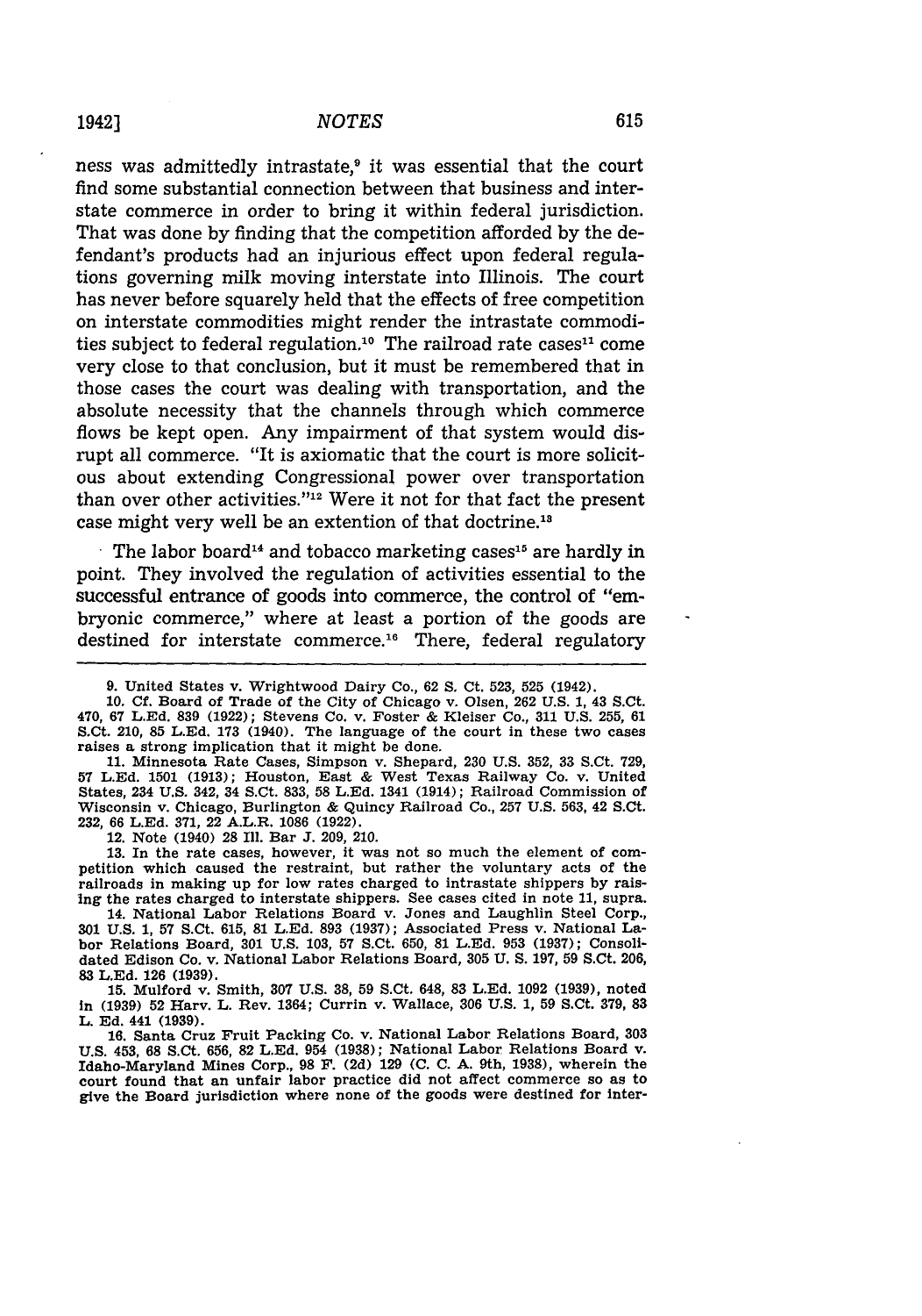ness was admittedly intrastate,[9] it was essential that the court find some substantial connection between that business and interstate commerce in order to bring it within federal jurisdiction. That was done by finding that the competition afforded by the defendant's products had an injurious effect upon federal regulations governing milk moving interstate into Illinois. The court has never before squarely held that the effects of free competition on interstate commodities might render the intrastate commodities subject to federal regulation.[10] The railroad rate cases[11] come very close to that conclusion, but it must be remembered that in those cases the court was dealing with transportation, and the absolute necessity that the channels through which commerce flows be kept open. Any impairment of that system would disrupt all commerce. "It is axiomatic that the court is more solicitous about extending Congressional power over transportation than over other activities."[12] Were it not for that fact the present case might very well be an extention of that doctrine.[13]

The labor board[14] and tobacco marketing cases[15] are hardly in point. They involved the regulation of activities essential to the successful entrance of goods into commerce, the control of "embryonic commerce," where at least a portion of the goods are destined for interstate commerce.[16] There, federal regulatory

---

9. United States v. Wrightwood Dairy Co., 62 S. Ct. 523, 525 (1942).

10. Cf. Board of Trade of the City of Chicago v. Olsen, 262 U.S. 1, 43 S.Ct. 470, 67 L.Ed. 839 (1922); Stevens Co. v. Foster & Kleiser Co., 311 U.S. 255, 61 S.Ct. 210, 85 L.Ed. 173 (1940). The language of the court in these two cases raises a strong implication that it might be done.

11. Minnesota Rate Cases, Simpson v. Shepard, 230 U.S. 352, 33 S.Ct. 729, 57 L.Ed. 1501 (1913); Houston, East & West Texas Railway Co. v. United States, 234 U.S. 342, 34 S.Ct. 833, 58 L.Ed. 1341 (1914); Railroad Commission of Wisconsin v. Chicago, Burlington & Quincy Railroad Co., 257 U.S. 563, 42 S.Ct. 232, 66 L.Ed. 371, 22 A.L.R. 1086 (1922).

12. Note (1940) 28 Ill. Bar J. 209, 210.

13. In the rate cases, however, it was not so much the element of competition which caused the restraint, but rather the voluntary acts of the railroads in making up for low rates charged to intrastate shippers by raising the rates charged to interstate shippers. See cases cited in note 11, supra.

14. National Labor Relations Board v. Jones and Laughlin Steel Corp., 301 U.S. 1, 57 S.Ct. 615, 81 L.Ed. 893 (1937); Associated Press v. National Labor Relations Board, 301 U.S. 103, 57 S.Ct. 650, 81 L.Ed. 953 (1937); Consolidated Edison Co. v. National Labor Relations Board, 305 U. S. 197, 59 S.Ct. 206, 83 L.Ed. 126 (1939).

15. Mulford v. Smith, 307 U.S. 38, 59 S.Ct. 648, 83 L.Ed. 1092 (1939), noted in (1939) 52 Harv. L. Rev. 1364; Currin v. Wallace, 306 U.S. 1, 59 S.Ct. 379, 83 L. Ed. 441 (1939).

16. Santa Cruz Fruit Packing Co. v. National Labor Relations Board, 303 U.S. 453, 68 S.Ct. 656, 82 L.Ed. 954 (1938); National Labor Relations Board v. Idaho-Maryland Mines Corp., 98 F. (2d) 129 (C. C. A. 9th, 1938), wherein the court found that an unfair labor practice did not affect commerce so as to give the Board jurisdiction where none of the goods were destined for inter-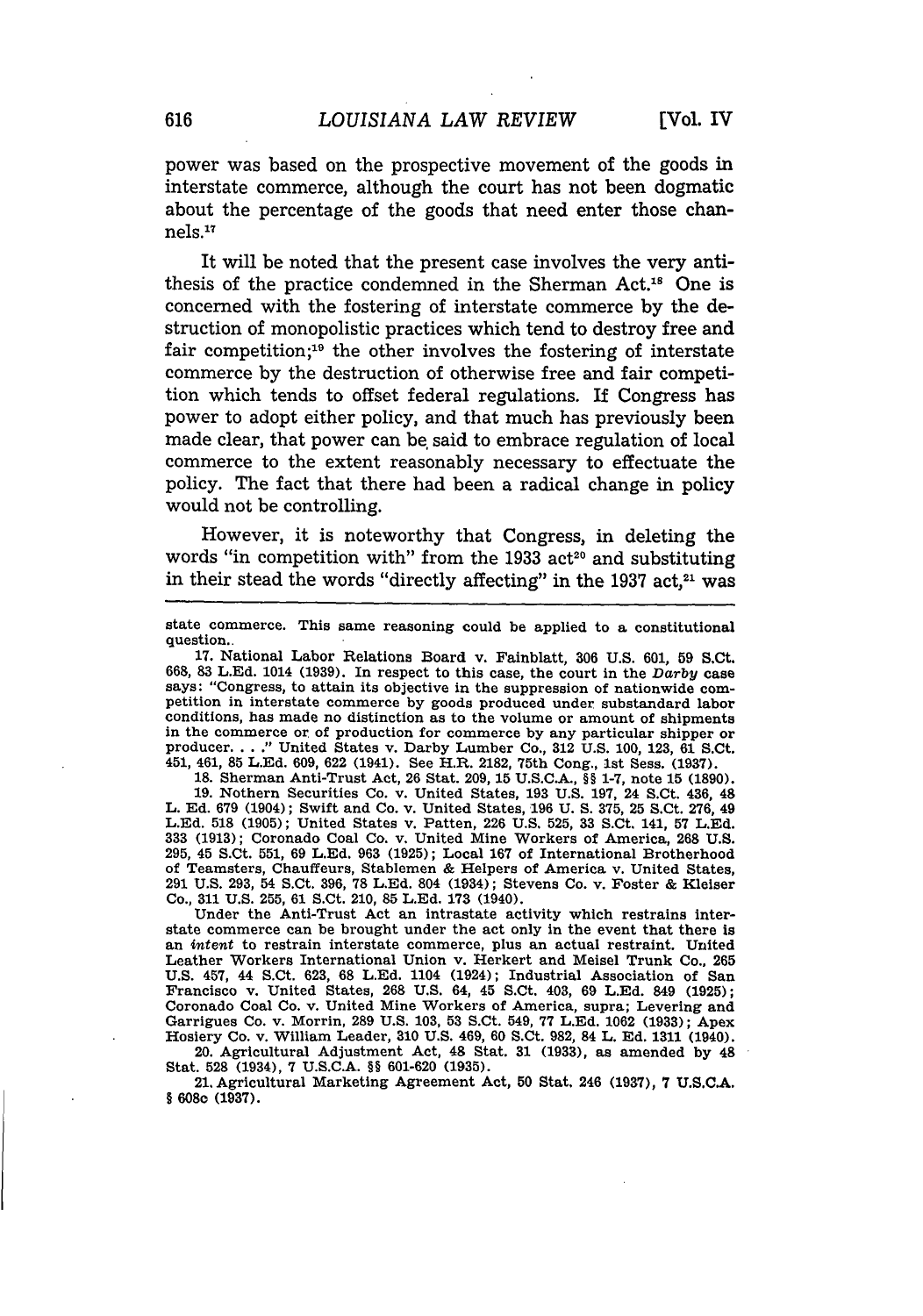power was based on the prospective movement of the goods in interstate commerce, although the court has not been dogmatic about the percentage of the goods that need enter those channels.[17]

It will be noted that the present case involves the very antithesis of the practice condemned in the Sherman Act.[18] One is concerned with the fostering of interstate commerce by the destruction of monopolistic practices which tend to destroy free and fair competition;[19] the other involves the fostering of interstate commerce by the destruction of otherwise free and fair competition which tends to offset federal regulations. If Congress has power to adopt either policy, and that much has previously been made clear, that power can be said to embrace regulation of local commerce to the extent reasonably necessary to effectuate the policy. The fact that there had been a radical change in policy would not be controlling.

However, it is noteworthy that Congress, in deleting the words "in competition with" from the 1933 act[20] and substituting in their stead the words "directly affecting" in the 1937 act,[21] was

---

state commerce. This same reasoning could be applied to a constitutional question.

17. National Labor Relations Board v. Fainblatt, 306 U.S. 601, 59 S.Ct. 668, 83 L.Ed. 1014 (1939). In respect to this case, the court in the *Darby* case says: "Congress, to attain its objective in the suppression of nationwide competition in interstate commerce by goods produced under substandard labor conditions, has made no distinction as to the volume or amount of shipments in the commerce or of production for commerce by any particular shipper or producer. . . ." United States v. Darby Lumber Co., 312 U.S. 100, 123, 61 S.Ct. 451, 461, 85 L.Ed. 609, 622 (1941). See H.R. 2182, 75th Cong., 1st Sess. (1937).

18. Sherman Anti-Trust Act, 26 Stat. 209, 15 U.S.C.A., §§ 1-7, note 15 (1890).

19. Nothern Securities Co. v. United States, 193 U.S. 197, 24 S.Ct. 436, 48 L. Ed. 679 (1904); Swift and Co. v. United States, 196 U. S. 375, 25 S.Ct. 276, 49 L.Ed. 518 (1905); United States v. Patten, 226 U.S. 525, 33 S.Ct. 141, 57 L.Ed. 333 (1913); Coronado Coal Co. v. United Mine Workers of America, 268 U.S. 295, 45 S.Ct. 551, 69 L.Ed. 963 (1925); Local 167 of International Brotherhood of Teamsters, Chauffeurs, Stablemen & Helpers of America v. United States, 291 U.S. 293, 54 S.Ct. 396, 78 L.Ed. 804 (1934); Stevens Co. v. Foster & Kleiser Co., 311 U.S. 255, 61 S.Ct. 210, 85 L.Ed. 173 (1940).

Under the Anti-Trust Act an intrastate activity which restrains interstate commerce can be brought under the act only in the event that there is an *intent* to restrain interstate commerce, plus an actual restraint. United Leather Workers International Union v. Herkert and Meisel Trunk Co., 265 U.S. 457, 44 S.Ct. 623, 68 L.Ed. 1104 (1924); Industrial Association of San Francisco v. United States, 268 U.S. 64, 45 S.Ct. 403, 69 L.Ed. 849 (1925); Coronado Coal Co. v. United Mine Workers of America, supra; Levering and Garrigues Co. v. Morrin, 289 U.S. 103, 53 S.Ct. 549, 77 L.Ed. 1062 (1933); Apex Hosiery Co. v. William Leader, 310 U.S. 469, 60 S.Ct. 982, 84 L. Ed. 1311 (1940).

20. Agricultural Adjustment Act, 48 Stat. 31 (1933), as amended by 48 Stat. 528 (1934), 7 U.S.C.A. §§ 601-620 (1935).

21. Agricultural Marketing Agreement Act, 50 Stat. 246 (1937), 7 U.S.C.A. § 608c (1937).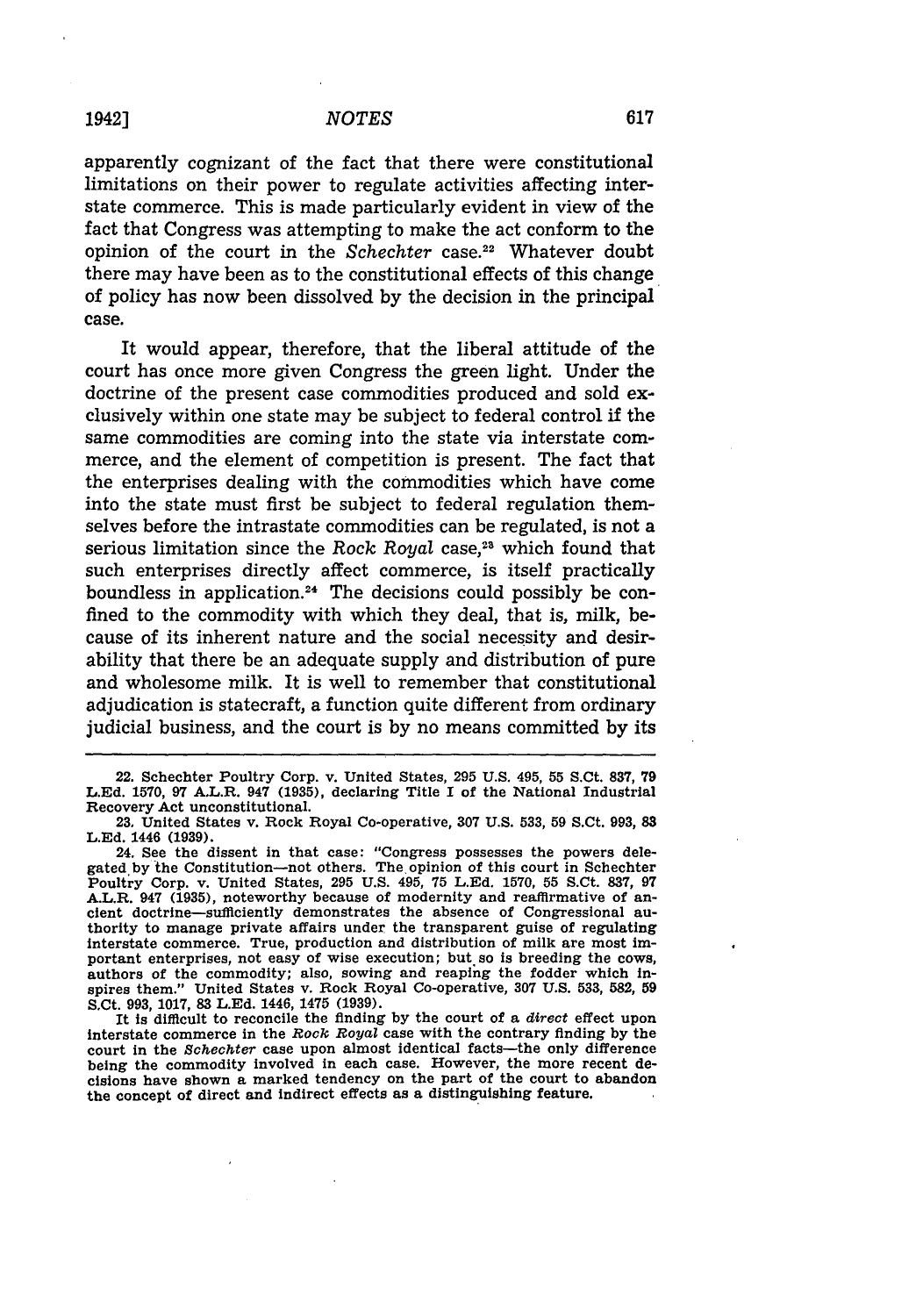apparently cognizant of the fact that there were constitutional limitations on their power to regulate activities affecting interstate commerce. This is made particularly evident in view of the fact that Congress was attempting to make the act conform to the opinion of the court in the *Schechter* case.[22] Whatever doubt there may have been as to the constitutional effects of this change of policy has now been dissolved by the decision in the principal case.

It would appear, therefore, that the liberal attitude of the court has once more given Congress the green light. Under the doctrine of the present case commodities produced and sold exclusively within one state may be subject to federal control if the same commodities are coming into the state via interstate commerce, and the element of competition is present. The fact that the enterprises dealing with the commodities which have come into the state must first be subject to federal regulation themselves before the intrastate commodities can be regulated, is not a serious limitation since the *Rock Royal* case,[23] which found that such enterprises directly affect commerce, is itself practically boundless in application.[24] The decisions could possibly be confined to the commodity with which they deal, that is, milk, because of its inherent nature and the social necessity and desirability that there be an adequate supply and distribution of pure and wholesome milk. It is well to remember that constitutional adjudication is statecraft, a function quite different from ordinary judicial business, and the court is by no means committed by its

---

22. Schechter Poultry Corp. v. United States, 295 U.S. 495, 55 S.Ct. 837, 79 L.Ed. 1570, 97 A.L.R. 947 (1935), declaring Title I of the National Industrial Recovery Act unconstitutional.

23. United States v. Rock Royal Co-operative, 307 U.S. 533, 59 S.Ct. 993, 83 L.Ed. 1446 (1939).

24. See the dissent in that case: "Congress possesses the powers delegated by the Constitution—not others. The opinion of this court in Schechter Poultry Corp. v. United States, 295 U.S. 495, 75 L.Ed. 1570, 55 S.Ct. 837, 97 A.L.R. 947 (1935), noteworthy because of modernity and reaffirmative of ancient doctrine—sufficiently demonstrates the absence of Congressional authority to manage private affairs under the transparent guise of regulating interstate commerce. True, production and distribution of milk are most important enterprises, not easy of wise execution; but so is breeding the cows, authors of the commodity; also, sowing and reaping the fodder which inspires them." United States v. Rock Royal Co-operative, 307 U.S. 533, 582, 59 S.Ct. 993, 1017, 83 L.Ed. 1446, 1475 (1939).

It is difficult to reconcile the finding by the court of a *direct* effect upon interstate commerce in the *Rock Royal* case with the contrary finding by the court in the *Schechter* case upon almost identical facts—the only difference being the commodity involved in each case. However, the more recent decisions have shown a marked tendency on the part of the court to abandon the concept of direct and indirect effects as a distinguishing feature.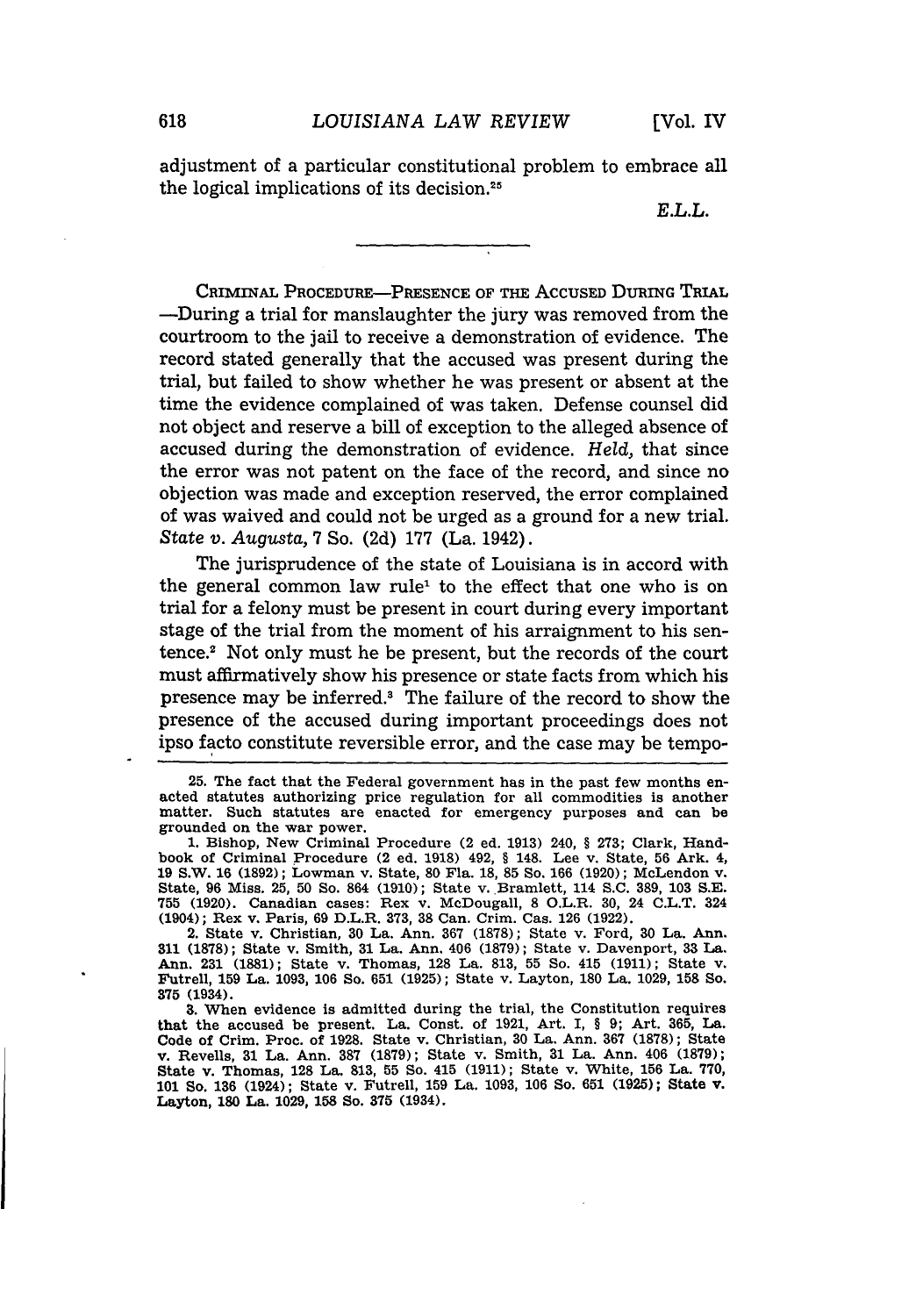adjustment of a particular constitutional problem to embrace all the logical implications of its decision.[25]

E.L.L.

---

CRIMINAL PROCEDURE—PRESENCE OF THE ACCUSED DURING TRIAL—During a trial for manslaughter the jury was removed from the courtroom to the jail to receive a demonstration of evidence. The record stated generally that the accused was present during the trial, but failed to show whether he was present or absent at the time the evidence complained of was taken. Defense counsel did not object and reserve a bill of exception to the alleged absence of accused during the demonstration of evidence. *Held*, that since the error was not patent on the face of the record, and since no objection was made and exception reserved, the error complained of was waived and could not be urged as a ground for a new trial. *State v. Augusta*, 7 So. (2d) 177 (La. 1942).

The jurisprudence of the state of Louisiana is in accord with the general common law rule[1] to the effect that one who is on trial for a felony must be present in court during every important stage of the trial from the moment of his arraignment to his sentence.[2] Not only must he be present, but the records of the court must affirmatively show his presence or state facts from which his presence may be inferred.[3] The failure of the record to show the presence of the accused during important proceedings does not ipso facto constitute reversible error, and the case may be tempo-

---

25. The fact that the Federal government has in the past few months enacted statutes authorizing price regulation for all commodities is another matter. Such statutes are enacted for emergency purposes and can be grounded on the war power.

1. Bishop, New Criminal Procedure (2 ed. 1913) 240, § 273; Clark, Handbook of Criminal Procedure (2 ed. 1918) 492, § 148. Lee v. State, 56 Ark. 4, 19 S.W. 16 (1892); Lowman v. State, 80 Fla. 18, 85 So. 166 (1920); McLendon v. State, 96 Miss. 25, 50 So. 864 (1910); State v. Bramlett, 114 S.C. 389, 103 S.E. 755 (1920). Canadian cases: Rex v. McDougall, 8 O.L.R. 30, 24 C.L.T. 324 (1904); Rex v. Paris, 69 D.L.R. 373, 38 Can. Crim. Cas. 126 (1922).

2. State v. Christian, 30 La. Ann. 367 (1878); State v. Ford, 30 La. Ann. 311 (1878); State v. Smith, 31 La. Ann. 406 (1879); State v. Davenport, 33 La. Ann. 231 (1881); State v. Thomas, 128 La. 813, 55 So. 415 (1911); State v. Futrell, 159 La. 1093, 106 So. 651 (1925); State v. Layton, 180 La. 1029, 158 So. 375 (1934).

3. When evidence is admitted during the trial, the Constitution requires that the accused be present. La. Const. of 1921, Art. I, § 9; Art. 365, La. Code of Crim. Proc. of 1928. State v. Christian, 30 La. Ann. 367 (1878); State v. Revells, 31 La. Ann. 387 (1879); State v. Smith, 31 La. Ann. 406 (1879); State v. Thomas, 128 La. 813, 55 So. 415 (1911); State v. White, 156 La. 770, 101 So. 136 (1924); State v. Futrell, 159 La. 1093, 106 So. 651 (1925); State v. Layton, 180 La. 1029, 158 So. 375 (1934).